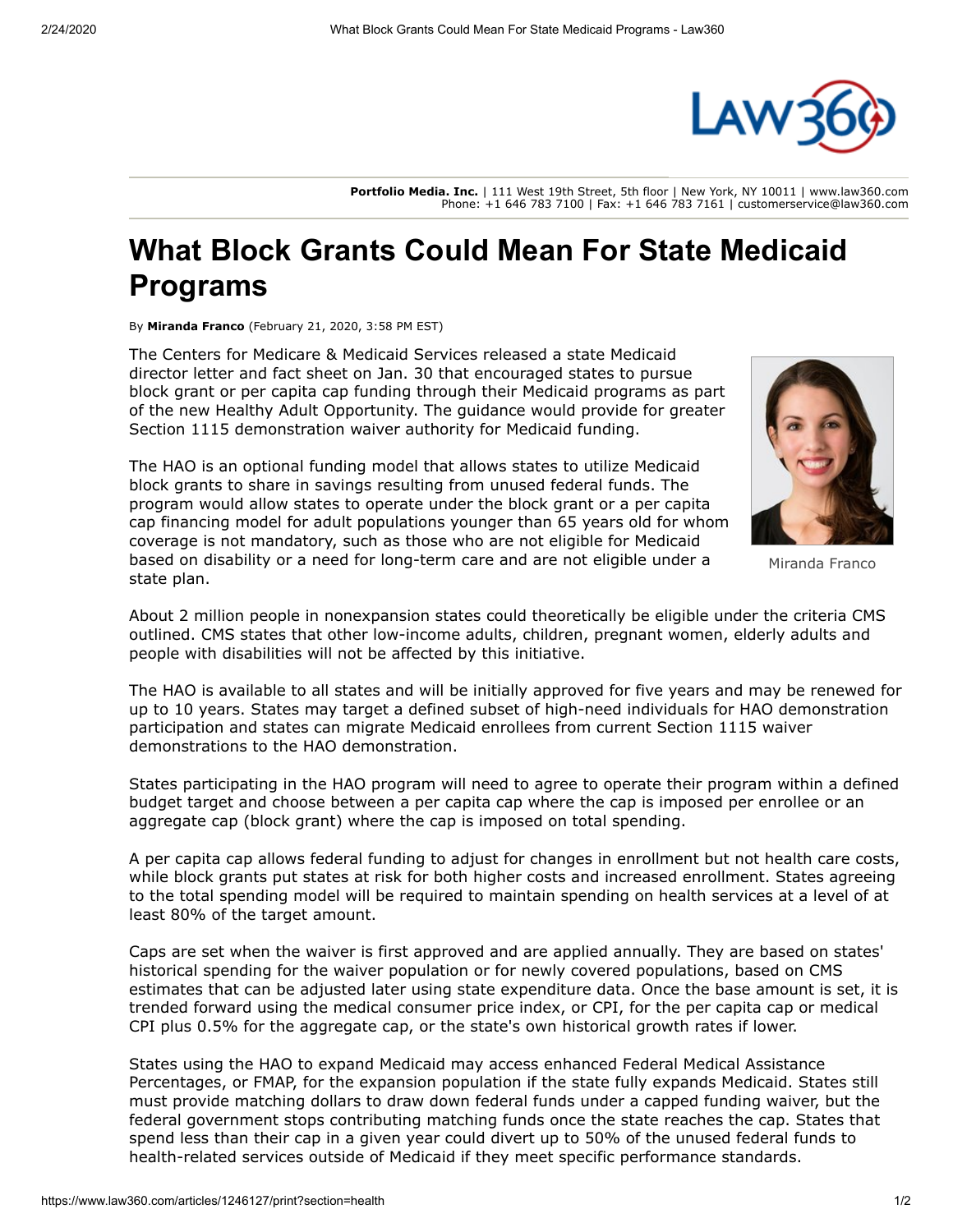**Portfolio Media. Inc.** | 111 West 19th Street, 5th floor | New York, NY 10011 | www.law360.com
Phone: +1 646 783 7100 | Fax: +1 646 783 7161 | customerservice@law360.com

# What Block Grants Could Mean For State Medicaid Programs

By **Miranda Franco** (February 21, 2020, 3:58 PM EST)

The Centers for Medicare & Medicaid Services released a state Medicaid director letter and fact sheet on Jan. 30 that encouraged states to pursue block grant or per capita cap funding through their Medicaid programs as part of the new Healthy Adult Opportunity. The guidance would provide for greater Section 1115 demonstration waiver authority for Medicaid funding.

Miranda Franco

The HAO is an optional funding model that allows states to utilize Medicaid block grants to share in savings resulting from unused federal funds. The program would allow states to operate under the block grant or a per capita cap financing model for adult populations younger than 65 years old for whom coverage is not mandatory, such as those who are not eligible for Medicaid based on disability or a need for long-term care and are not eligible under a state plan.

About 2 million people in nonexpansion states could theoretically be eligible under the criteria CMS outlined. CMS states that other low-income adults, children, pregnant women, elderly adults and people with disabilities will not be affected by this initiative.

The HAO is available to all states and will be initially approved for five years and may be renewed for up to 10 years. States may target a defined subset of high-need individuals for HAO demonstration participation and states can migrate Medicaid enrollees from current Section 1115 waiver demonstrations to the HAO demonstration.

States participating in the HAO program will need to agree to operate their program within a defined budget target and choose between a per capita cap where the cap is imposed per enrollee or an aggregate cap (block grant) where the cap is imposed on total spending.

A per capita cap allows federal funding to adjust for changes in enrollment but not health care costs, while block grants put states at risk for both higher costs and increased enrollment. States agreeing to the total spending model will be required to maintain spending on health services at a level of at least 80% of the target amount.

Caps are set when the waiver is first approved and are applied annually. They are based on states' historical spending for the waiver population or for newly covered populations, based on CMS estimates that can be adjusted later using state expenditure data. Once the base amount is set, it is trended forward using the medical consumer price index, or CPI, for the per capita cap or medical CPI plus 0.5% for the aggregate cap, or the state's own historical growth rates if lower.

States using the HAO to expand Medicaid may access enhanced Federal Medical Assistance Percentages, or FMAP, for the expansion population if the state fully expands Medicaid. States still must provide matching dollars to draw down federal funds under a capped funding waiver, but the federal government stops contributing matching funds once the state reaches the cap. States that spend less than their cap in a given year could divert up to 50% of the unused federal funds to health-related services outside of Medicaid if they meet specific performance standards.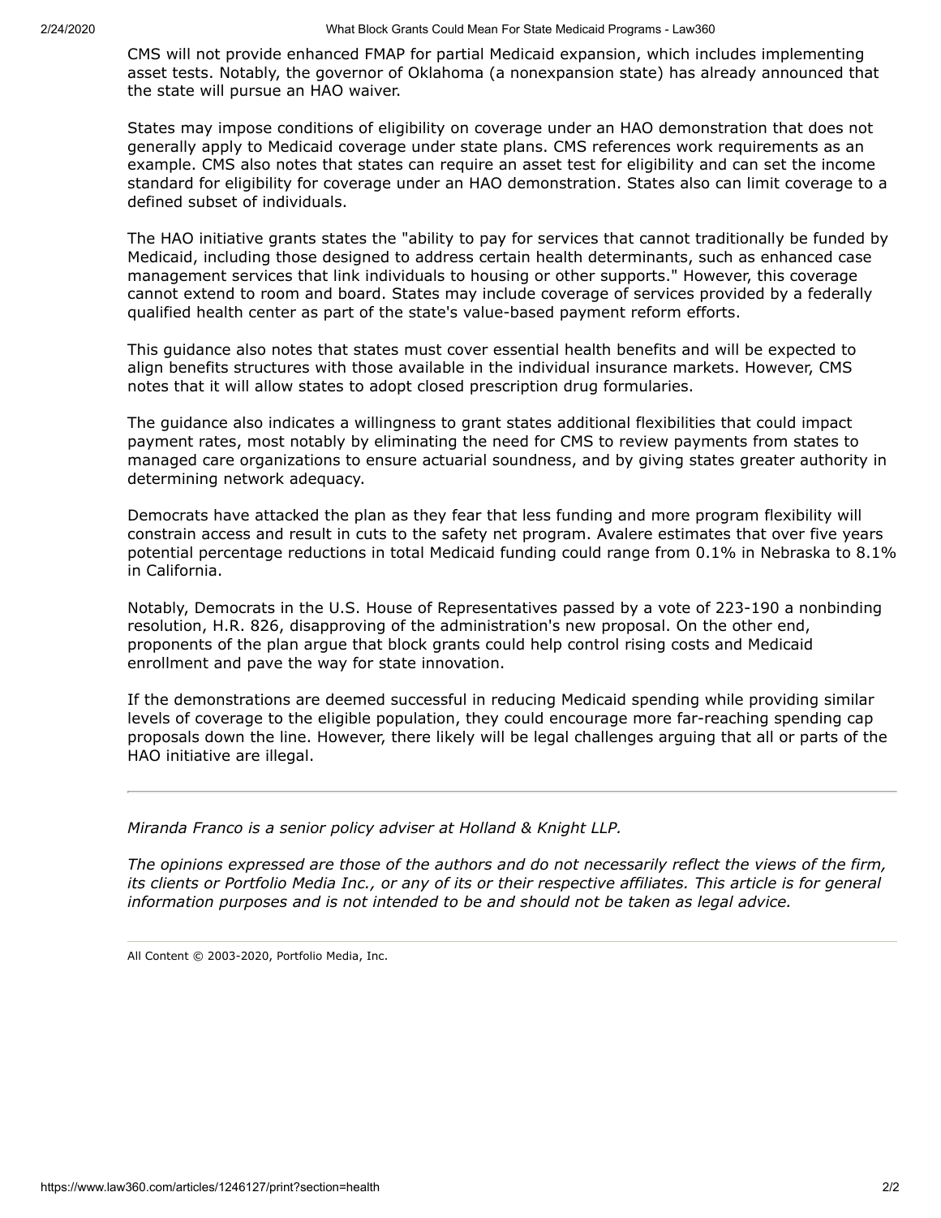CMS will not provide enhanced FMAP for partial Medicaid expansion, which includes implementing asset tests. Notably, the governor of Oklahoma (a nonexpansion state) has already announced that the state will pursue an HAO waiver.

States may impose conditions of eligibility on coverage under an HAO demonstration that does not generally apply to Medicaid coverage under state plans. CMS references work requirements as an example. CMS also notes that states can require an asset test for eligibility and can set the income standard for eligibility for coverage under an HAO demonstration. States also can limit coverage to a defined subset of individuals.

The HAO initiative grants states the "ability to pay for services that cannot traditionally be funded by Medicaid, including those designed to address certain health determinants, such as enhanced case management services that link individuals to housing or other supports." However, this coverage cannot extend to room and board. States may include coverage of services provided by a federally qualified health center as part of the state's value-based payment reform efforts.

This guidance also notes that states must cover essential health benefits and will be expected to align benefits structures with those available in the individual insurance markets. However, CMS notes that it will allow states to adopt closed prescription drug formularies.

The guidance also indicates a willingness to grant states additional flexibilities that could impact payment rates, most notably by eliminating the need for CMS to review payments from states to managed care organizations to ensure actuarial soundness, and by giving states greater authority in determining network adequacy.

Democrats have attacked the plan as they fear that less funding and more program flexibility will constrain access and result in cuts to the safety net program. Avalere estimates that over five years potential percentage reductions in total Medicaid funding could range from 0.1% in Nebraska to 8.1% in California.

Notably, Democrats in the U.S. House of Representatives passed by a vote of 223-190 a nonbinding resolution, H.R. 826, disapproving of the administration's new proposal. On the other end, proponents of the plan argue that block grants could help control rising costs and Medicaid enrollment and pave the way for state innovation.

If the demonstrations are deemed successful in reducing Medicaid spending while providing similar levels of coverage to the eligible population, they could encourage more far-reaching spending cap proposals down the line. However, there likely will be legal challenges arguing that all or parts of the HAO initiative are illegal.

---

*Miranda Franco is a senior policy adviser at Holland & Knight LLP.*

*The opinions expressed are those of the authors and do not necessarily reflect the views of the firm, its clients or Portfolio Media Inc., or any of its or their respective affiliates. This article is for general information purposes and is not intended to be and should not be taken as legal advice.*

---

All Content © 2003-2020, Portfolio Media, Inc.